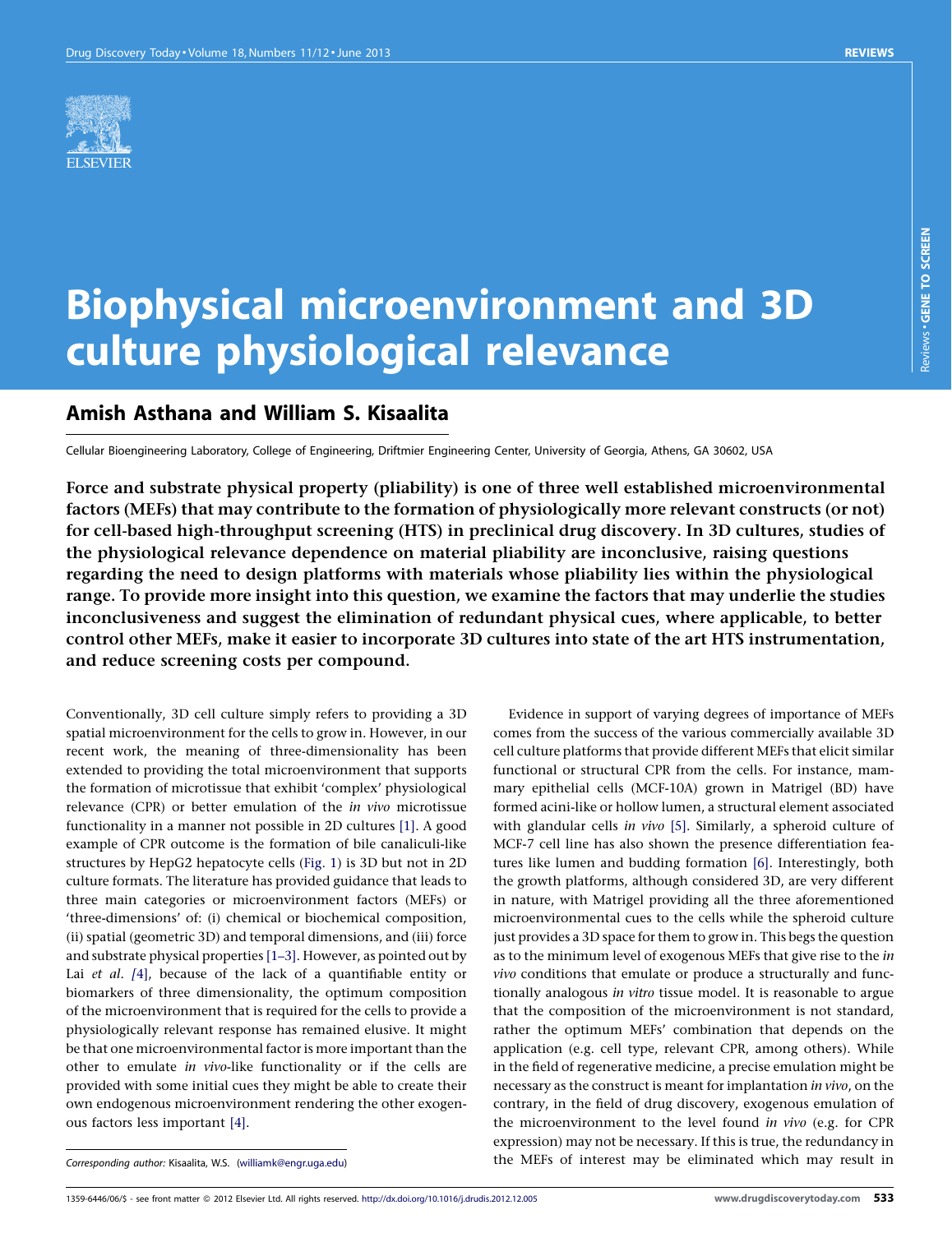# Biophysical microenvironment and 3D culture physiological relevance

## Amish Asthana and William S. Kisaalita

Cellular Bioengineering Laboratory, College of Engineering, Driftmier Engineering Center, University of Georgia, Athens, GA 30602, USA

**Force and substrate physical property (pliability) is one of three well established microenvironmental factors (MEFs) that may contribute to the formation of physiologically more relevant constructs (or not) for cell-based high-throughput screening (HTS) in preclinical drug discovery. In 3D cultures, studies of the physiological relevance dependence on material pliability are inconclusive, raising questions regarding the need to design platforms with materials whose pliability lies within the physiological range. To provide more insight into this question, we examine the factors that may underlie the studies inconclusiveness and suggest the elimination of redundant physical cues, where applicable, to better control other MEFs, make it easier to incorporate 3D cultures into state of the art HTS instrumentation, and reduce screening costs per compound.**

Conventionally, 3D cell culture simply refers to providing a 3D spatial microenvironment for the cells to grow in. However, in our recent work, the meaning of three-dimensionality has been extended to providing the total microenvironment that supports the formation of microtissue that exhibit 'complex' physiological relevance (CPR) or better emulation of the *in vivo* microtissue functionality in a manner not possible in 2D cultures [1]. A good example of CPR outcome is the formation of bile canaliculi-like structures by HepG2 hepatocyte cells (Fig. 1) is 3D but not in 2D culture formats. The literature has provided guidance that leads to three main categories or microenvironment factors (MEFs) or 'three-dimensions' of: (i) chemical or biochemical composition, (ii) spatial (geometric 3D) and temporal dimensions, and (iii) force and substrate physical properties [1–3]. However, as pointed out by Lai *et al.* [4], because of the lack of a quantifiable entity or biomarkers of three dimensionality, the optimum composition of the microenvironment that is required for the cells to provide a physiologically relevant response has remained elusive. It might be that one microenvironmental factor is more important than the other to emulate *in vivo*-like functionality or if the cells are provided with some initial cues they might be able to create their own endogenous microenvironment rendering the other exogenous factors less important [4].

Evidence in support of varying degrees of importance of MEFs comes from the success of the various commercially available 3D cell culture platforms that provide different MEFs that elicit similar functional or structural CPR from the cells. For instance, mammary epithelial cells (MCF-10A) grown in Matrigel (BD) have formed acini-like or hollow lumen, a structural element associated with glandular cells *in vivo* [5]. Similarly, a spheroid culture of MCF-7 cell line has also shown the presence differentiation features like lumen and budding formation [6]. Interestingly, both the growth platforms, although considered 3D, are very different in nature, with Matrigel providing all the three aforementioned microenvironmental cues to the cells while the spheroid culture just provides a 3D space for them to grow in. This begs the question as to the minimum level of exogenous MEFs that give rise to the *in vivo* conditions that emulate or produce a structurally and functionally analogous *in vitro* tissue model. It is reasonable to argue that the composition of the microenvironment is not standard, rather the optimum MEFs' combination that depends on the application (e.g. cell type, relevant CPR, among others). While in the field of regenerative medicine, a precise emulation might be necessary as the construct is meant for implantation *in vivo*, on the contrary, in the field of drug discovery, exogenous emulation of the microenvironment to the level found *in vivo* (e.g. for CPR expression) may not be necessary. If this is true, the redundancy in the MEFs of interest may be eliminated which may result in

Corresponding author: Kisaalita, W.S. (williamk@engr.uga.edu)

1359-6446/06/$ - see front matter © 2012 Elsevier Ltd. All rights reserved. http://dx.doi.org/10.1016/j.drudis.2012.12.005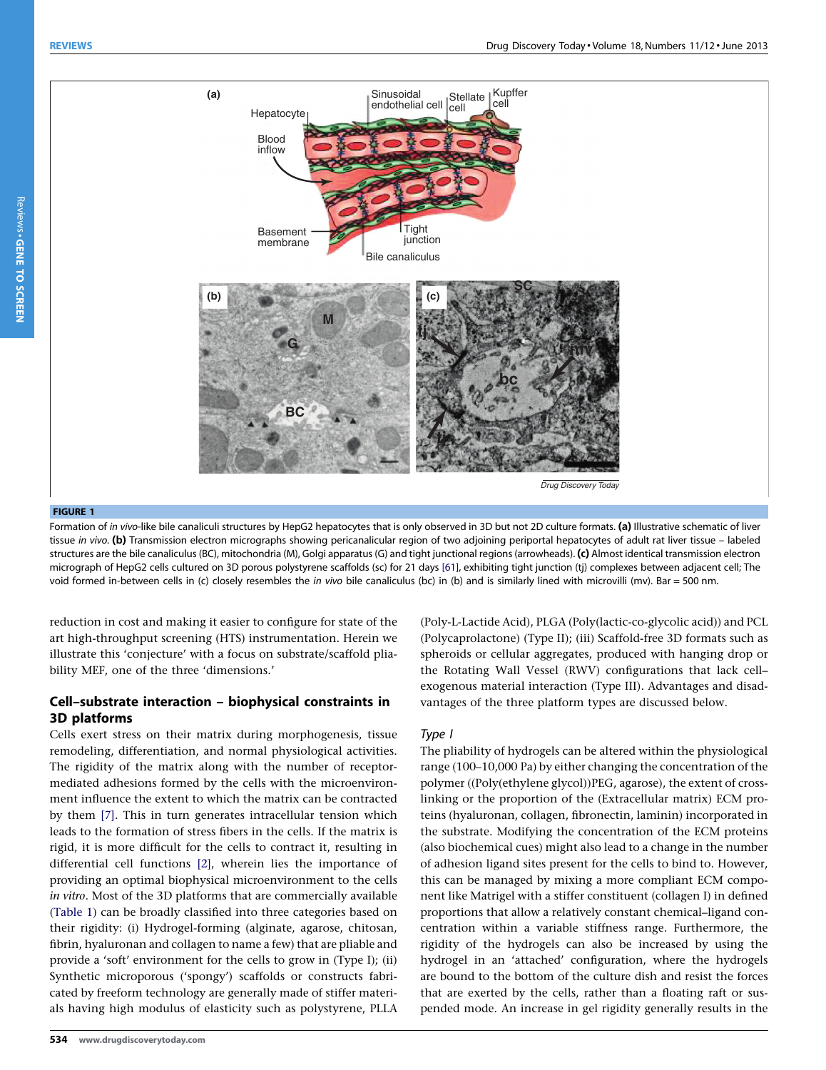FIGURE 1

Formation of *in vivo*-like bile canaliculi structures by HepG2 hepatocytes that is only observed in 3D but not 2D culture formats. **(a)** Illustrative schematic of liver tissue *in vivo*. **(b)** Transmission electron micrographs showing pericanalicular region of two adjoining periportal hepatocytes of adult rat liver tissue – labeled structures are the bile canaliculus (BC), mitochondria (M), Golgi apparatus (G) and tight junctional regions (arrowheads). **(c)** Almost identical transmission electron micrograph of HepG2 cells cultured on 3D porous polystyrene scaffolds (sc) for 21 days [61], exhibiting tight junction (tj) complexes between adjacent cell; The void formed in-between cells in (c) closely resembles the *in vivo* bile canaliculus (bc) in (b) and is similarly lined with microvilli (mv). Bar = 500 nm.

reduction in cost and making it easier to configure for state of the art high-throughput screening (HTS) instrumentation. Herein we illustrate this 'conjecture' with a focus on substrate/scaffold pliability MEF, one of the three 'dimensions.'

## Cell–substrate interaction – biophysical constraints in 3D platforms

Cells exert stress on their matrix during morphogenesis, tissue remodeling, differentiation, and normal physiological activities. The rigidity of the matrix along with the number of receptor-mediated adhesions formed by the cells with the microenvironment influence the extent to which the matrix can be contracted by them [7]. This in turn generates intracellular tension which leads to the formation of stress fibers in the cells. If the matrix is rigid, it is more difficult for the cells to contract it, resulting in differential cell functions [2], wherein lies the importance of providing an optimal biophysical microenvironment to the cells *in vitro*. Most of the 3D platforms that are commercially available (Table 1) can be broadly classified into three categories based on their rigidity: (i) Hydrogel-forming (alginate, agarose, chitosan, fibrin, hyaluronan and collagen to name a few) that are pliable and provide a 'soft' environment for the cells to grow in (Type I); (ii) Synthetic microporous ('spongy') scaffolds or constructs fabricated by freeform technology are generally made of stiffer materials having high modulus of elasticity such as polystyrene, PLLA (Poly-L-Lactide Acid), PLGA (Poly(lactic-co-glycolic acid)) and PCL (Polycaprolactone) (Type II); (iii) Scaffold-free 3D formats such as spheroids or cellular aggregates, produced with hanging drop or the Rotating Wall Vessel (RWV) configurations that lack cell–exogenous material interaction (Type III). Advantages and disadvantages of the three platform types are discussed below.

### *Type I*

The pliability of hydrogels can be altered within the physiological range (100–10,000 Pa) by either changing the concentration of the polymer ((Poly(ethylene glycol))PEG, agarose), the extent of cross-linking or the proportion of the (Extracellular matrix) ECM proteins (hyaluronan, collagen, fibronectin, laminin) incorporated in the substrate. Modifying the concentration of the ECM proteins (also biochemical cues) might also lead to a change in the number of adhesion ligand sites present for the cells to bind to. However, this can be managed by mixing a more compliant ECM component like Matrigel with a stiffer constituent (collagen I) in defined proportions that allow a relatively constant chemical–ligand concentration within a variable stiffness range. Furthermore, the rigidity of the hydrogels can also be increased by using the hydrogel in an 'attached' configuration, where the hydrogels are bound to the bottom of the culture dish and resist the forces that are exerted by the cells, rather than a floating raft or suspended mode. An increase in gel rigidity generally results in the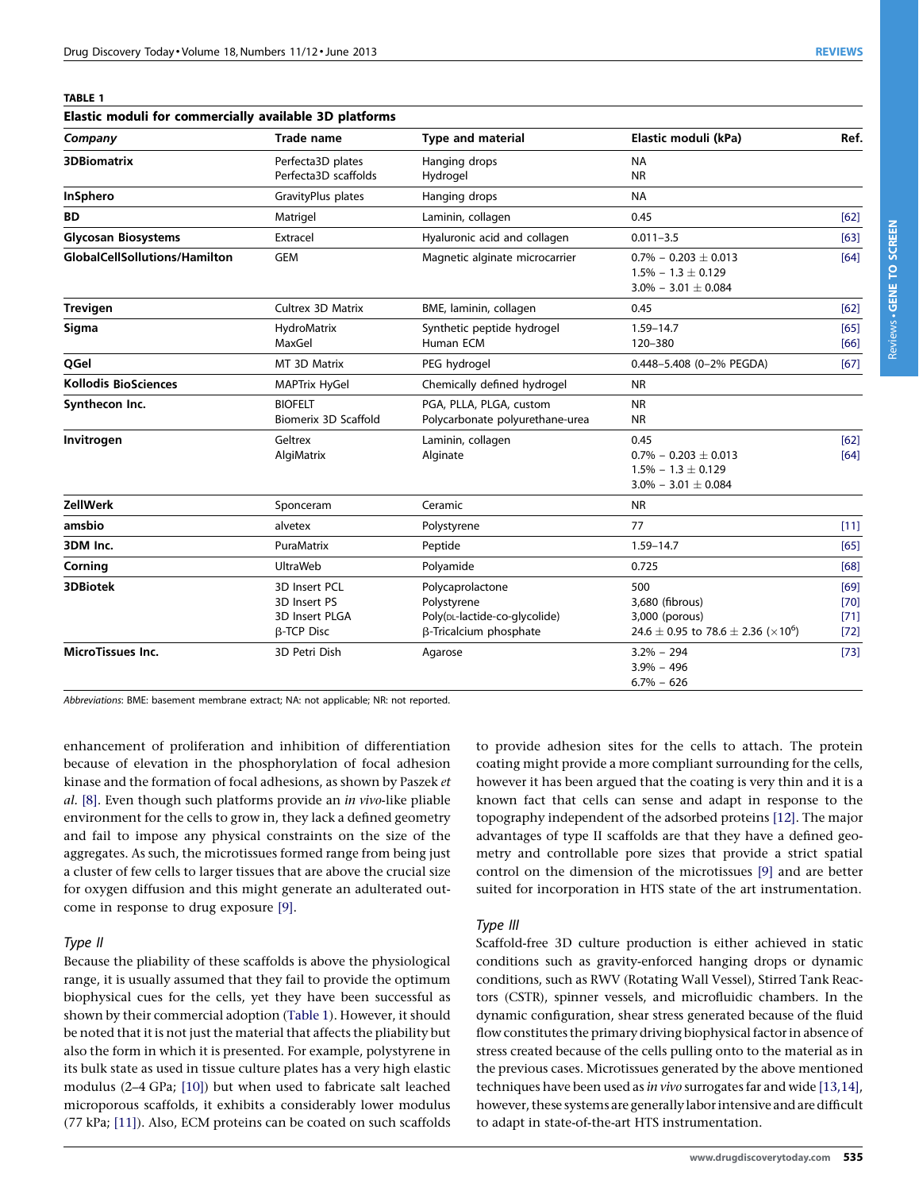**TABLE 1**

**Elastic moduli for commercially available 3D platforms**

| Company | Trade name | Type and material | Elastic moduli (kPa) | Ref. |
|---|---|---|---|---|
| **3DBiomatrix** | Perfecta3D plates<br>Perfecta3D scaffolds | Hanging drops<br>Hydrogel | NA<br>NR | |
| **InSphero** | GravityPlus plates | Hanging drops | NA | |
| **BD** | Matrigel | Laminin, collagen | 0.45 | [62] |
| **Glycosan Biosystems** | Extracel | Hyaluronic acid and collagen | 0.011–3.5 | [63] |
| **GlobalCellSollutions/Hamilton** | GEM | Magnetic alginate microcarrier | 0.7% – 0.203 $\pm$ 0.013<br>1.5% – 1.3 $\pm$ 0.129<br>3.0% – 3.01 $\pm$ 0.084 | [64] |
| **Trevigen** | Cultrex 3D Matrix | BME, laminin, collagen | 0.45 | [62] |
| **Sigma** | HydroMatrix<br>MaxGel | Synthetic peptide hydrogel<br>Human ECM | 1.59–14.7<br>120–380 | [65]<br>[66] |
| **QGel** | MT 3D Matrix | PEG hydrogel | 0.448–5.408 (0–2% PEGDA) | [67] |
| **Kollodis BioSciences** | MAPTrix HyGel | Chemically defined hydrogel | NR | |
| **Synthecon Inc.** | BIOFELT<br>Biomerix 3D Scaffold | PGA, PLLA, PLGA, custom<br>Polycarbonate polyurethane-urea | NR<br>NR | |
| **Invitrogen** | Geltrex<br>AlgiMatrix | Laminin, collagen<br>Alginate | 0.45<br>0.7% – 0.203 $\pm$ 0.013<br>1.5% – 1.3 $\pm$ 0.129<br>3.0% – 3.01 $\pm$ 0.084 | [62]<br>[64] |
| **ZellWerk** | Sponceram | Ceramic | NR | |
| **amsbio** | alvetex | Polystyrene | 77 | [11] |
| **3DM Inc.** | PuraMatrix | Peptide | 1.59–14.7 | [65] |
| **Corning** | UltraWeb | Polyamide | 0.725 | [68] |
| **3DBiotek** | 3D Insert PCL<br>3D Insert PS<br>3D Insert PLGA<br>β-TCP Disc | Polycaprolactone<br>Polystyrene<br>Poly(DL-lactide-co-glycolide)<br>β-Tricalcium phosphate | 500<br>3,680 (fibrous)<br>3,000 (porous)<br>24.6 $\pm$ 0.95 to 78.6 $\pm$ 2.36 ($\times 10^6$) | [69]<br>[70]<br>[71]<br>[72] |
| **MicroTissues Inc.** | 3D Petri Dish | Agarose | 3.2% – 294<br>3.9% – 496<br>6.7% – 626 | [73] |

*Abbreviations*: BME: basement membrane extract; NA: not applicable; NR: not reported.

enhancement of proliferation and inhibition of differentiation because of elevation in the phosphorylation of focal adhesion kinase and the formation of focal adhesions, as shown by Paszek *et al.* [8]. Even though such platforms provide an *in vivo*-like pliable environment for the cells to grow in, they lack a defined geometry and fail to impose any physical constraints on the size of the aggregates. As such, the microtissues formed range from being just a cluster of few cells to larger tissues that are above the crucial size for oxygen diffusion and this might generate an adulterated outcome in response to drug exposure [9].

### *Type II*

Because the pliability of these scaffolds is above the physiological range, it is usually assumed that they fail to provide the optimum biophysical cues for the cells, yet they have been successful as shown by their commercial adoption (Table 1). However, it should be noted that it is not just the material that affects the pliability but also the form in which it is presented. For example, polystyrene in its bulk state as used in tissue culture plates has a very high elastic modulus (2–4 GPa; [10]) but when used to fabricate salt leached microporous scaffolds, it exhibits a considerably lower modulus (77 kPa; [11]). Also, ECM proteins can be coated on such scaffolds to provide adhesion sites for the cells to attach. The protein coating might provide a more compliant surrounding for the cells, however it has been argued that the coating is very thin and it is a known fact that cells can sense and adapt in response to the topography independent of the adsorbed proteins [12]. The major advantages of type II scaffolds are that they have a defined geometry and controllable pore sizes that provide a strict spatial control on the dimension of the microtissues [9] and are better suited for incorporation in HTS state of the art instrumentation.

### *Type III*

Scaffold-free 3D culture production is either achieved in static conditions such as gravity-enforced hanging drops or dynamic conditions, such as RWV (Rotating Wall Vessel), Stirred Tank Reactors (CSTR), spinner vessels, and microfluidic chambers. In the dynamic configuration, shear stress generated because of the fluid flow constitutes the primary driving biophysical factor in absence of stress created because of the cells pulling onto to the material as in the previous cases. Microtissues generated by the above mentioned techniques have been used as *in vivo* surrogates far and wide [13,14], however, these systems are generally labor intensive and are difficult to adapt in state-of-the-art HTS instrumentation.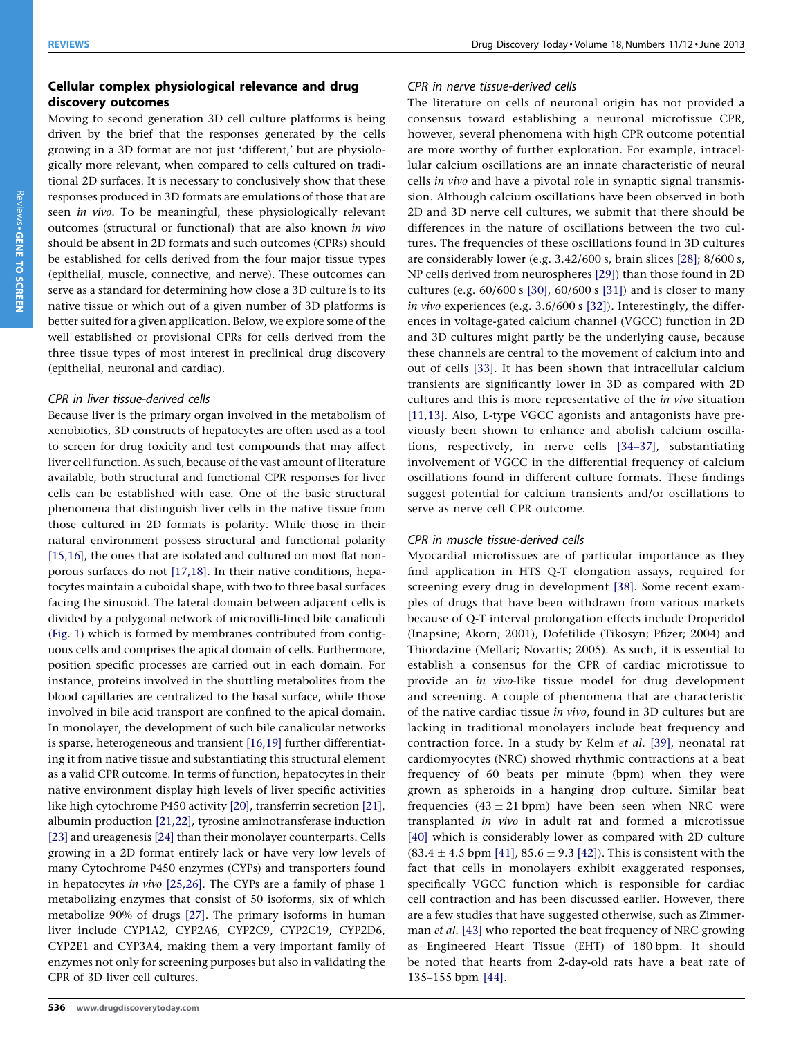## Cellular complex physiological relevance and drug discovery outcomes

Moving to second generation 3D cell culture platforms is being driven by the brief that the responses generated by the cells growing in a 3D format are not just 'different,' but are physiologically more relevant, when compared to cells cultured on traditional 2D surfaces. It is necessary to conclusively show that these responses produced in 3D formats are emulations of those that are seen *in vivo*. To be meaningful, these physiologically relevant outcomes (structural or functional) that are also known *in vivo* should be absent in 2D formats and such outcomes (CPRs) should be established for cells derived from the four major tissue types (epithelial, muscle, connective, and nerve). These outcomes can serve as a standard for determining how close a 3D culture is to its native tissue or which out of a given number of 3D platforms is better suited for a given application. Below, we explore some of the well established or provisional CPRs for cells derived from the three tissue types of most interest in preclinical drug discovery (epithelial, neuronal and cardiac).

### *CPR in liver tissue-derived cells*

Because liver is the primary organ involved in the metabolism of xenobiotics, 3D constructs of hepatocytes are often used as a tool to screen for drug toxicity and test compounds that may affect liver cell function. As such, because of the vast amount of literature available, both structural and functional CPR responses for liver cells can be established with ease. One of the basic structural phenomena that distinguish liver cells in the native tissue from those cultured in 2D formats is polarity. While those in their natural environment possess structural and functional polarity [15,16], the ones that are isolated and cultured on most flat nonporous surfaces do not [17,18]. In their native conditions, hepatocytes maintain a cuboidal shape, with two to three basal surfaces facing the sinusoid. The lateral domain between adjacent cells is divided by a polygonal network of microvilli-lined bile canaliculi (Fig. 1) which is formed by membranes contributed from contiguous cells and comprises the apical domain of cells. Furthermore, position specific processes are carried out in each domain. For instance, proteins involved in the shuttling metabolites from the blood capillaries are centralized to the basal surface, while those involved in bile acid transport are confined to the apical domain. In monolayer, the development of such bile canalicular networks is sparse, heterogeneous and transient [16,19] further differentiating it from native tissue and substantiating this structural element as a valid CPR outcome. In terms of function, hepatocytes in their native environment display high levels of liver specific activities like high cytochrome P450 activity [20], transferrin secretion [21], albumin production [21,22], tyrosine aminotransferase induction [23] and ureagenesis [24] than their monolayer counterparts. Cells growing in a 2D format entirely lack or have very low levels of many Cytochrome P450 enzymes (CYPs) and transporters found in hepatocytes *in vivo* [25,26]. The CYPs are a family of phase 1 metabolizing enzymes that consist of 50 isoforms, six of which metabolize 90% of drugs [27]. The primary isoforms in human liver include CYP1A2, CYP2A6, CYP2C9, CYP2C19, CYP2D6, CYP2E1 and CYP3A4, making them a very important family of enzymes not only for screening purposes but also in validating the CPR of 3D liver cell cultures.

### *CPR in nerve tissue-derived cells*

The literature on cells of neuronal origin has not provided a consensus toward establishing a neuronal microtissue CPR, however, several phenomena with high CPR outcome potential are more worthy of further exploration. For example, intracellular calcium oscillations are an innate characteristic of neural cells *in vivo* and have a pivotal role in synaptic signal transmission. Although calcium oscillations have been observed in both 2D and 3D nerve cell cultures, we submit that there should be differences in the nature of oscillations between the two cultures. The frequencies of these oscillations found in 3D cultures are considerably lower (e.g. 3.42/600 s, brain slices [28]; 8/600 s, NP cells derived from neurospheres [29]) than those found in 2D cultures (e.g. 60/600 s [30], 60/600 s [31]) and is closer to many *in vivo* experiences (e.g. 3.6/600 s [32]). Interestingly, the differences in voltage-gated calcium channel (VGCC) function in 2D and 3D cultures might partly be the underlying cause, because these channels are central to the movement of calcium into and out of cells [33]. It has been shown that intracellular calcium transients are significantly lower in 3D as compared with 2D cultures and this is more representative of the *in vivo* situation [11,13]. Also, L-type VGCC agonists and antagonists have previously been shown to enhance and abolish calcium oscillations, respectively, in nerve cells [34–37], substantiating involvement of VGCC in the differential frequency of calcium oscillations found in different culture formats. These findings suggest potential for calcium transients and/or oscillations to serve as nerve cell CPR outcome.

### *CPR in muscle tissue-derived cells*

Myocardial microtissues are of particular importance as they find application in HTS Q-T elongation assays, required for screening every drug in development [38]. Some recent examples of drugs that have been withdrawn from various markets because of Q-T interval prolongation effects include Droperidol (Inapsine; Akorn; 2001), Dofetilide (Tikosyn; Pfizer; 2004) and Thiordazine (Mellari; Novartis; 2005). As such, it is essential to establish a consensus for the CPR of cardiac microtissue to provide an *in vivo*-like tissue model for drug development and screening. A couple of phenomena that are characteristic of the native cardiac tissue *in vivo*, found in 3D cultures but are lacking in traditional monolayers include beat frequency and contraction force. In a study by Kelm *et al.* [39], neonatal rat cardiomyocytes (NRC) showed rhythmic contractions at a beat frequency of 60 beats per minute (bpm) when they were grown as spheroids in a hanging drop culture. Similar beat frequencies ($43 \pm 21$ bpm) have been seen when NRC were transplanted *in vivo* in adult rat and formed a microtissue [40] which is considerably lower as compared with 2D culture ($83.4 \pm 4.5$ bpm [41], $85.6 \pm 9.3$ [42]). This is consistent with the fact that cells in monolayers exhibit exaggerated responses, specifically VGCC function which is responsible for cardiac cell contraction and has been discussed earlier. However, there are a few studies that have suggested otherwise, such as Zimmerman *et al.* [43] who reported the beat frequency of NRC growing as Engineered Heart Tissue (EHT) of 180 bpm. It should be noted that hearts from 2-day-old rats have a beat rate of 135–155 bpm [44].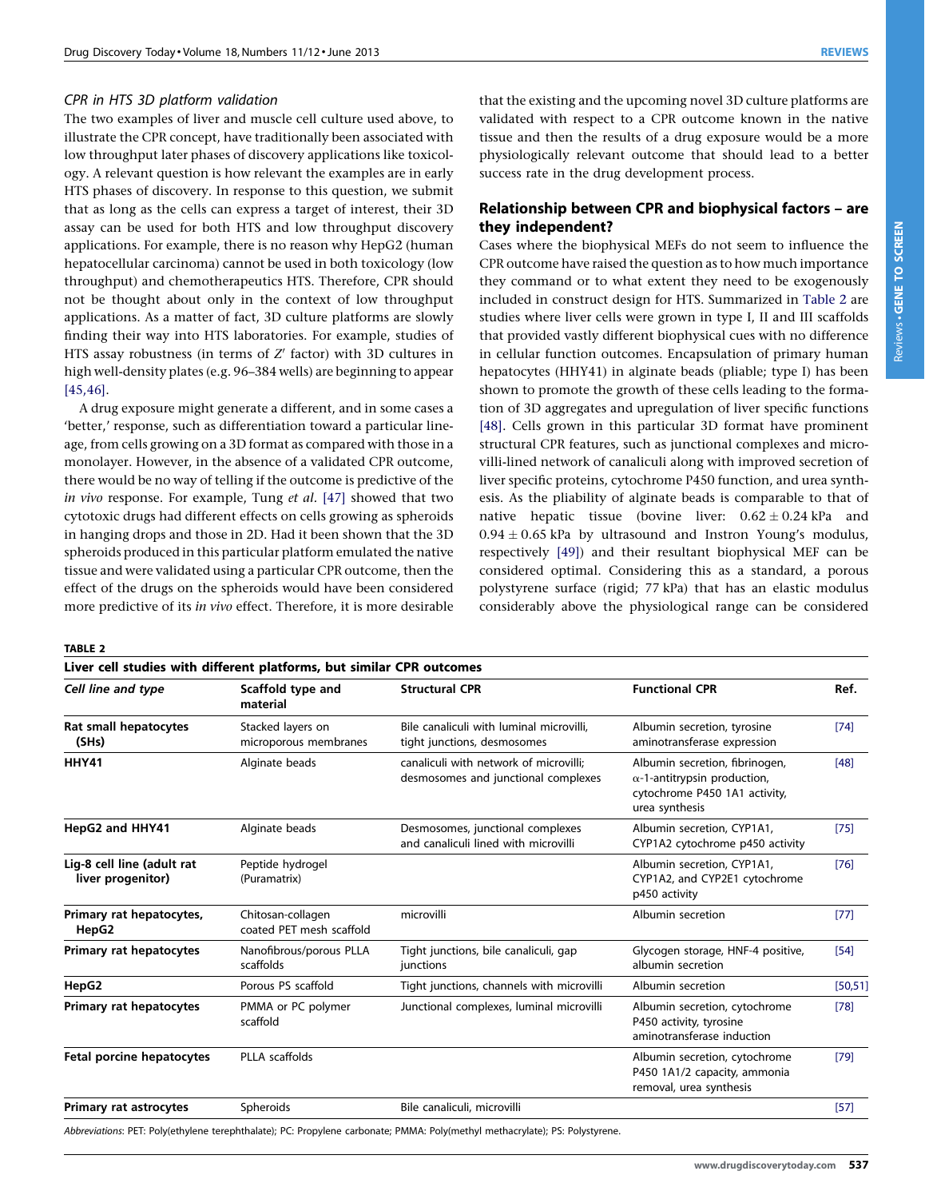### CPR in HTS 3D platform validation

The two examples of liver and muscle cell culture used above, to illustrate the CPR concept, have traditionally been associated with low throughput later phases of discovery applications like toxicology. A relevant question is how relevant the examples are in early HTS phases of discovery. In response to this question, we submit that as long as the cells can express a target of interest, their 3D assay can be used for both HTS and low throughput discovery applications. For example, there is no reason why HepG2 (human hepatocellular carcinoma) cannot be used in both toxicology (low throughput) and chemotherapeutics HTS. Therefore, CPR should not be thought about only in the context of low throughput applications. As a matter of fact, 3D culture platforms are slowly finding their way into HTS laboratories. For example, studies of HTS assay robustness (in terms of $Z'$ factor) with 3D cultures in high well-density plates (e.g. 96–384 wells) are beginning to appear [45,46].

A drug exposure might generate a different, and in some cases a 'better,' response, such as differentiation toward a particular lineage, from cells growing on a 3D format as compared with those in a monolayer. However, in the absence of a validated CPR outcome, there would be no way of telling if the outcome is predictive of the *in vivo* response. For example, Tung *et al.* [47] showed that two cytotoxic drugs had different effects on cells growing as spheroids in hanging drops and those in 2D. Had it been shown that the 3D spheroids produced in this particular platform emulated the native tissue and were validated using a particular CPR outcome, then the effect of the drugs on the spheroids would have been considered more predictive of its *in vivo* effect. Therefore, it is more desirable that the existing and the upcoming novel 3D culture platforms are validated with respect to a CPR outcome known in the native tissue and then the results of a drug exposure would be a more physiologically relevant outcome that should lead to a better success rate in the drug development process.

## Relationship between CPR and biophysical factors – are they independent?

Cases where the biophysical MEFs do not seem to influence the CPR outcome have raised the question as to how much importance they command or to what extent they need to be exogenously included in construct design for HTS. Summarized in Table 2 are studies where liver cells were grown in type I, II and III scaffolds that provided vastly different biophysical cues with no difference in cellular function outcomes. Encapsulation of primary human hepatocytes (HHY41) in alginate beads (pliable; type I) has been shown to promote the growth of these cells leading to the formation of 3D aggregates and upregulation of liver specific functions [48]. Cells grown in this particular 3D format have prominent structural CPR features, such as junctional complexes and microvilli-lined network of canaliculi along with improved secretion of liver specific proteins, cytochrome P450 function, and urea synthesis. As the pliability of alginate beads is comparable to that of native hepatic tissue (bovine liver: $0.62 \pm 0.24$ kPa and $0.94 \pm 0.65$ kPa by ultrasound and Instron Young's modulus, respectively [49]) and their resultant biophysical MEF can be considered optimal. Considering this as a standard, a porous polystyrene surface (rigid; 77 kPa) that has an elastic modulus considerably above the physiological range can be considered

**TABLE 2**
**Liver cell studies with different platforms, but similar CPR outcomes**

| *Cell line and type* | *Scaffold type and material* | *Structural CPR* | *Functional CPR* | *Ref.* |
|---|---|---|---|---|
| **Rat small hepatocytes (SHs)** | Stacked layers on microporous membranes | Bile canaliculi with luminal microvilli, tight junctions, desmosomes | Albumin secretion, tyrosine aminotransferase expression | [74] |
| **HHY41** | Alginate beads | canaliculi with network of microvilli; desmosomes and junctional complexes | Albumin secretion, fibrinogen, α-1-antitrypsin production, cytochrome P450 1A1 activity, urea synthesis | [48] |
| **HepG2 and HHY41** | Alginate beads | Desmosomes, junctional complexes and canaliculi lined with microvilli | Albumin secretion, CYP1A1, CYP1A2 cytochrome p450 activity | [75] |
| **Lig-8 cell line (adult rat liver progenitor)** | Peptide hydrogel (Puramatrix) | | Albumin secretion, CYP1A1, CYP1A2, and CYP2E1 cytochrome p450 activity | [76] |
| **Primary rat hepatocytes, HepG2** | Chitosan-collagen coated PET mesh scaffold | microvilli | Albumin secretion | [77] |
| **Primary rat hepatocytes** | Nanofibrous/porous PLLA scaffolds | Tight junctions, bile canaliculi, gap junctions | Glycogen storage, HNF-4 positive, albumin secretion | [54] |
| **HepG2** | Porous PS scaffold | Tight junctions, channels with microvilli | Albumin secretion | [50,51] |
| **Primary rat hepatocytes** | PMMA or PC polymer scaffold | Junctional complexes, luminal microvilli | Albumin secretion, cytochrome P450 activity, tyrosine aminotransferase induction | [78] |
| **Fetal porcine hepatocytes** | PLLA scaffolds | | Albumin secretion, cytochrome P450 1A1/2 capacity, ammonia removal, urea synthesis | [79] |
| **Primary rat astrocytes** | Spheroids | Bile canaliculi, microvilli | | [57] |

*Abbreviations*: PET: Poly(ethylene terephthalate); PC: Propylene carbonate; PMMA: Poly(methyl methacrylate); PS: Polystyrene.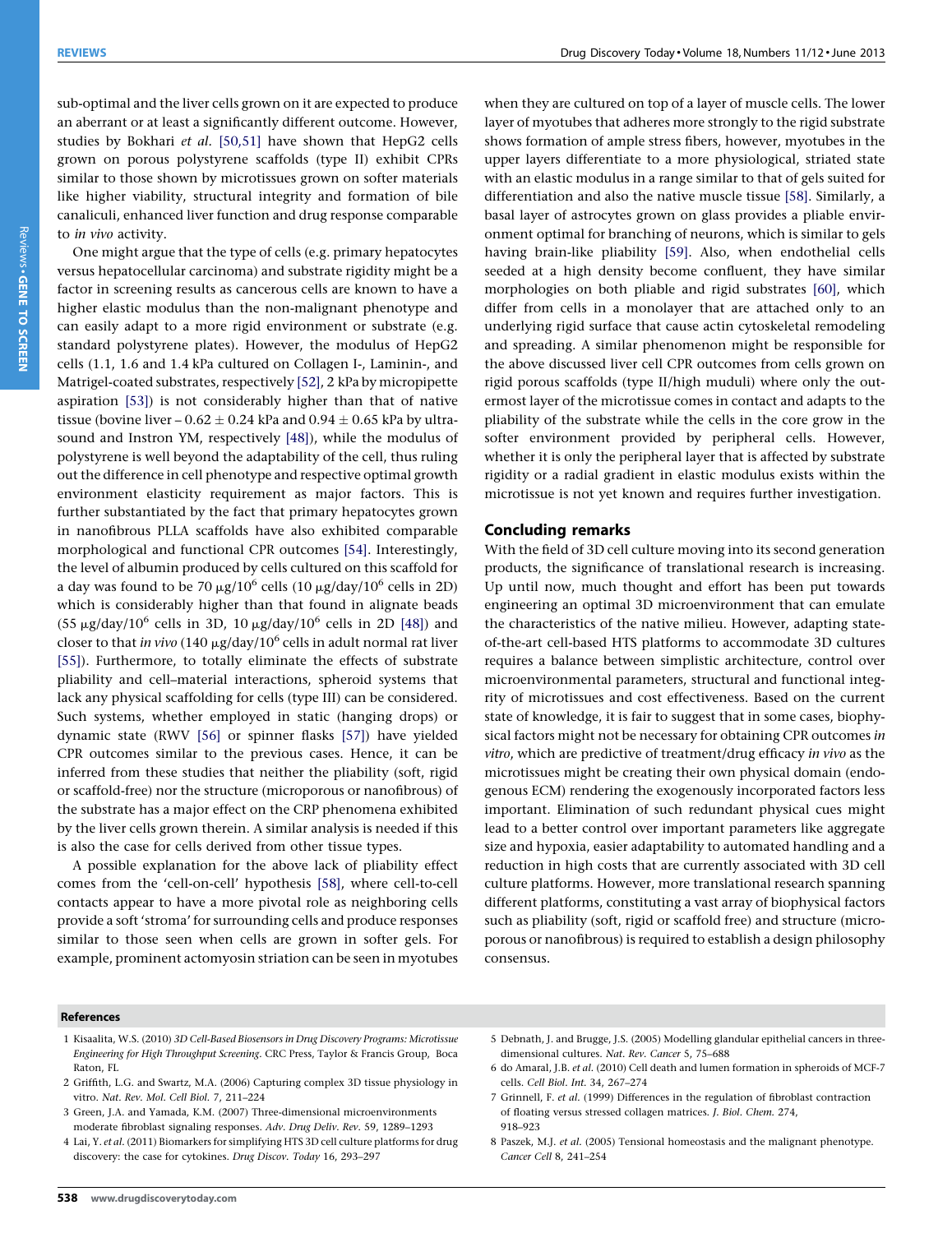sub-optimal and the liver cells grown on it are expected to produce an aberrant or at least a significantly different outcome. However, studies by Bokhari *et al.* [50,51] have shown that HepG2 cells grown on porous polystyrene scaffolds (type II) exhibit CPRs similar to those shown by microtissues grown on softer materials like higher viability, structural integrity and formation of bile canaliculi, enhanced liver function and drug response comparable to *in vivo* activity.

One might argue that the type of cells (e.g. primary hepatocytes versus hepatocellular carcinoma) and substrate rigidity might be a factor in screening results as cancerous cells are known to have a higher elastic modulus than the non-malignant phenotype and can easily adapt to a more rigid environment or substrate (e.g. standard polystyrene plates). However, the modulus of HepG2 cells (1.1, 1.6 and 1.4 kPa cultured on Collagen I-, Laminin-, and Matrigel-coated substrates, respectively [52], 2 kPa by micropipette aspiration [53]) is not considerably higher than that of native tissue (bovine liver – $0.62 \pm 0.24$ kPa and $0.94 \pm 0.65$ kPa by ultrasound and Instron YM, respectively [48]), while the modulus of polystyrene is well beyond the adaptability of the cell, thus ruling out the difference in cell phenotype and respective optimal growth environment elasticity requirement as major factors. This is further substantiated by the fact that primary hepatocytes grown in nanofibrous PLLA scaffolds have also exhibited comparable morphological and functional CPR outcomes [54]. Interestingly, the level of albumin produced by cells cultured on this scaffold for a day was found to be 70 $\mu$g/$10^6$ cells (10 $\mu$g/day/$10^6$ cells in 2D) which is considerably higher than that found in alignate beads (55 $\mu$g/day/$10^6$ cells in 3D, 10 $\mu$g/day/$10^6$ cells in 2D [48]) and closer to that *in vivo* (140 $\mu$g/day/$10^6$ cells in adult normal rat liver [55]). Furthermore, to totally eliminate the effects of substrate pliability and cell–material interactions, spheroid systems that lack any physical scaffolding for cells (type III) can be considered. Such systems, whether employed in static (hanging drops) or dynamic state (RWV [56] or spinner flasks [57]) have yielded CPR outcomes similar to the previous cases. Hence, it can be inferred from these studies that neither the pliability (soft, rigid or scaffold-free) nor the structure (microporous or nanofibrous) of the substrate has a major effect on the CRP phenomena exhibited by the liver cells grown therein. A similar analysis is needed if this is also the case for cells derived from other tissue types.

A possible explanation for the above lack of pliability effect comes from the 'cell-on-cell' hypothesis [58], where cell-to-cell contacts appear to have a more pivotal role as neighboring cells provide a soft 'stroma' for surrounding cells and produce responses similar to those seen when cells are grown in softer gels. For example, prominent actomyosin striation can be seen in myotubes when they are cultured on top of a layer of muscle cells. The lower layer of myotubes that adheres more strongly to the rigid substrate shows formation of ample stress fibers, however, myotubes in the upper layers differentiate to a more physiological, striated state with an elastic modulus in a range similar to that of gels suited for differentiation and also the native muscle tissue [58]. Similarly, a basal layer of astrocytes grown on glass provides a pliable environment optimal for branching of neurons, which is similar to gels having brain-like pliability [59]. Also, when endothelial cells seeded at a high density become confluent, they have similar morphologies on both pliable and rigid substrates [60], which differ from cells in a monolayer that are attached only to an underlying rigid surface that cause actin cytoskeletal remodeling and spreading. A similar phenomenon might be responsible for the above discussed liver cell CPR outcomes from cells grown on rigid porous scaffolds (type II/high muduli) where only the outermost layer of the microtissue comes in contact and adapts to the pliability of the substrate while the cells in the core grow in the softer environment provided by peripheral cells. However, whether it is only the peripheral layer that is affected by substrate rigidity or a radial gradient in elastic modulus exists within the microtissue is not yet known and requires further investigation.

## Concluding remarks

With the field of 3D cell culture moving into its second generation products, the significance of translational research is increasing. Up until now, much thought and effort has been put towards engineering an optimal 3D microenvironment that can emulate the characteristics of the native milieu. However, adapting state-of-the-art cell-based HTS platforms to accommodate 3D cultures requires a balance between simplistic architecture, control over microenvironmental parameters, structural and functional integrity of microtissues and cost effectiveness. Based on the current state of knowledge, it is fair to suggest that in some cases, biophysical factors might not be necessary for obtaining CPR outcomes *in vitro*, which are predictive of treatment/drug efficacy *in vivo* as the microtissues might be creating their own physical domain (endogenous ECM) rendering the exogenously incorporated factors less important. Elimination of such redundant physical cues might lead to a better control over important parameters like aggregate size and hypoxia, easier adaptability to automated handling and a reduction in high costs that are currently associated with 3D cell culture platforms. However, more translational research spanning different platforms, constituting a vast array of biophysical factors such as pliability (soft, rigid or scaffold free) and structure (microporous or nanofibrous) is required to establish a design philosophy consensus.

## References

1 Kisaalita, W.S. (2010) *3D Cell-Based Biosensors in Drug Discovery Programs: Microtissue Engineering for High Throughput Screening*. CRC Press, Taylor & Francis Group, Boca Raton, FL

2 Griffith, L.G. and Swartz, M.A. (2006) Capturing complex 3D tissue physiology in vitro. *Nat. Rev. Mol. Cell Biol.* 7, 211–224

3 Green, J.A. and Yamada, K.M. (2007) Three-dimensional microenvironments moderate fibroblast signaling responses. *Adv. Drug Deliv. Rev.* 59, 1289–1293

4 Lai, Y. *et al.* (2011) Biomarkers for simplifying HTS 3D cell culture platforms for drug discovery: the case for cytokines. *Drug Discov. Today* 16, 293–297

5 Debnath, J. and Brugge, J.S. (2005) Modelling glandular epithelial cancers in three-dimensional cultures. *Nat. Rev. Cancer* 5, 75–688

6 do Amaral, J.B. *et al.* (2010) Cell death and lumen formation in spheroids of MCF-7 cells. *Cell Biol. Int.* 34, 267–274

7 Grinnell, F. *et al.* (1999) Differences in the regulation of fibroblast contraction of floating versus stressed collagen matrices. *J. Biol. Chem.* 274, 918–923

8 Paszek, M.J. *et al.* (2005) Tensional homeostasis and the malignant phenotype. *Cancer Cell* 8, 241–254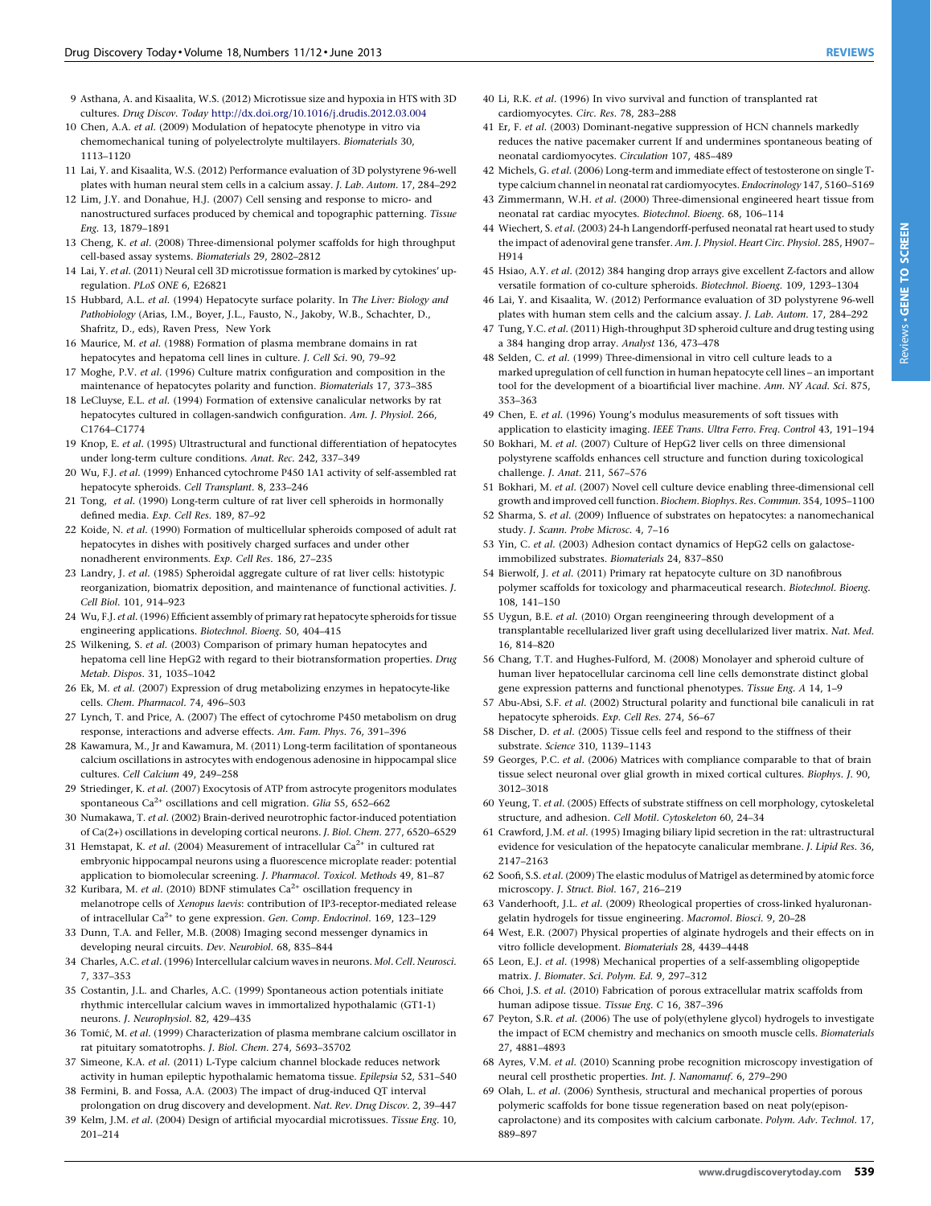9 Asthana, A. and Kisaalita, W.S. (2012) Microtissue size and hypoxia in HTS with 3D cultures. *Drug Discov. Today* http://dx.doi.org/10.1016/j.drudis.2012.03.004

10 Chen, A.A. *et al.* (2009) Modulation of hepatocyte phenotype in vitro via chemomechanical tuning of polyelectrolyte multilayers. *Biomaterials* 30, 1113–1120

11 Lai, Y. and Kisaalita, W.S. (2012) Performance evaluation of 3D polystyrene 96-well plates with human neural stem cells in a calcium assay. *J. Lab. Autom.* 17, 284–292

12 Lim, J.Y. and Donahue, H.J. (2007) Cell sensing and response to micro- and nanostructured surfaces produced by chemical and topographic patterning. *Tissue Eng.* 13, 1879–1891

13 Cheng, K. *et al.* (2008) Three-dimensional polymer scaffolds for high throughput cell-based assay systems. *Biomaterials* 29, 2802–2812

14 Lai, Y. *et al.* (2011) Neural cell 3D microtissue formation is marked by cytokines' up-regulation. *PLoS ONE* 6, E26821

15 Hubbard, A.L. *et al.* (1994) Hepatocyte surface polarity. In *The Liver: Biology and Pathobiology* (Arias, I.M., Boyer, J.L., Fausto, N., Jakoby, W.B., Schachter, D., Shafritz, D., eds), Raven Press, New York

16 Maurice, M. *et al.* (1988) Formation of plasma membrane domains in rat hepatocytes and hepatoma cell lines in culture. *J. Cell Sci.* 90, 79–92

17 Moghe, P.V. *et al.* (1996) Culture matrix configuration and composition in the maintenance of hepatocytes polarity and function. *Biomaterials* 17, 373–385

18 LeCluyse, E.L. *et al.* (1994) Formation of extensive canalicular networks by rat hepatocytes cultured in collagen-sandwich configuration. *Am. J. Physiol.* 266, C1764–C1774

19 Knop, E. *et al.* (1995) Ultrastructural and functional differentiation of hepatocytes under long-term culture conditions. *Anat. Rec.* 242, 337–349

20 Wu, F.J. *et al.* (1999) Enhanced cytochrome P450 1A1 activity of self-assembled rat hepatocyte spheroids. *Cell Transplant.* 8, 233–246

21 Tong, *et al.* (1990) Long-term culture of rat liver cell spheroids in hormonally defined media. *Exp. Cell Res.* 189, 87–92

22 Koide, N. *et al.* (1990) Formation of multicellular spheroids composed of adult rat hepatocytes in dishes with positively charged surfaces and under other nonadherent environments. *Exp. Cell Res.* 186, 27–235

23 Landry, J. *et al.* (1985) Spheroidal aggregate culture of rat liver cells: histotypic reorganization, biomatrix deposition, and maintenance of functional activities. *J. Cell Biol.* 101, 914–923

24 Wu, F.J. *et al.* (1996) Efficient assembly of primary rat hepatocyte spheroids for tissue engineering applications. *Biotechnol. Bioeng.* 50, 404–415

25 Wilkening, S. *et al.* (2003) Comparison of primary human hepatocytes and hepatoma cell line HepG2 with regard to their biotransformation properties. *Drug Metab. Dispos.* 31, 1035–1042

26 Ek, M. *et al.* (2007) Expression of drug metabolizing enzymes in hepatocyte-like cells. *Chem. Pharmacol.* 74, 496–503

27 Lynch, T. and Price, A. (2007) The effect of cytochrome P450 metabolism on drug response, interactions and adverse effects. *Am. Fam. Phys.* 76, 391–396

28 Kawamura, M., Jr and Kawamura, M. (2011) Long-term facilitation of spontaneous calcium oscillations in astrocytes with endogenous adenosine in hippocampal slice cultures. *Cell Calcium* 49, 249–258

29 Striedinger, K. *et al.* (2007) Exocytosis of ATP from astrocyte progenitors modulates spontaneous $Ca^{2+}$ oscillations and cell migration. *Glia* 55, 652–662

30 Numakawa, T. *et al.* (2002) Brain-derived neurotrophic factor-induced potentiation of Ca(2+) oscillations in developing cortical neurons. *J. Biol. Chem.* 277, 6520–6529

31 Hemstapat, K. *et al.* (2004) Measurement of intracellular $Ca^{2+}$ in cultured rat embryonic hippocampal neurons using a fluorescence microplate reader: potential application to biomolecular screening. *J. Pharmacol. Toxicol. Methods* 49, 81–87

32 Kuribara, M. *et al.* (2010) BDNF stimulates $Ca^{2+}$ oscillation frequency in melanotrope cells of *Xenopus laevis*: contribution of IP3-receptor-mediated release of intracellular $Ca^{2+}$ to gene expression. *Gen. Comp. Endocrinol.* 169, 123–129

33 Dunn, T.A. and Feller, M.B. (2008) Imaging second messenger dynamics in developing neural circuits. *Dev. Neurobiol.* 68, 835–844

34 Charles, A.C. *et al.* (1996) Intercellular calcium waves in neurons. *Mol. Cell. Neurosci.* 7, 337–353

35 Costantin, J.L. and Charles, A.C. (1999) Spontaneous action potentials initiate rhythmic intercellular calcium waves in immortalized hypothalamic (GT1-1) neurons. *J. Neurophysiol.* 82, 429–435

36 Tomić, M. *et al.* (1999) Characterization of plasma membrane calcium oscillator in rat pituitary somatotrophs. *J. Biol. Chem.* 274, 5693–35702

37 Simeone, K.A. *et al.* (2011) L-Type calcium channel blockade reduces network activity in human epileptic hypothalamic hematoma tissue. *Epilepsia* 52, 531–540

38 Fermini, B. and Fossa, A.A. (2003) The impact of drug-induced QT interval prolongation on drug discovery and development. *Nat. Rev. Drug Discov.* 2, 39–447

39 Kelm, J.M. *et al.* (2004) Design of artificial myocardial microtissues. *Tissue Eng.* 10, 201–214

40 Li, R.K. *et al.* (1996) In vivo survival and function of transplanted rat cardiomyocytes. *Circ. Res.* 78, 283–288

41 Er, F. *et al.* (2003) Dominant-negative suppression of HCN channels markedly reduces the native pacemaker current If and undermines spontaneous beating of neonatal cardiomyocytes. *Circulation* 107, 485–489

42 Michels, G. *et al.* (2006) Long-term and immediate effect of testosterone on single T-type calcium channel in neonatal rat cardiomyocytes. *Endocrinology* 147, 5160–5169

43 Zimmermann, W.H. *et al.* (2000) Three-dimensional engineered heart tissue from neonatal rat cardiac myocytes. *Biotechnol. Bioeng.* 68, 106–114

44 Wiechert, S. *et al.* (2003) 24-h Langendorff-perfused neonatal rat heart used to study the impact of adenoviral gene transfer. *Am. J. Physiol. Heart Circ. Physiol.* 285, H907–H914

45 Hsiao, A.Y. *et al.* (2012) 384 hanging drop arrays give excellent Z-factors and allow versatile formation of co-culture spheroids. *Biotechnol. Bioeng.* 109, 1293–1304

46 Lai, Y. and Kisaalita, W. (2012) Performance evaluation of 3D polystyrene 96-well plates with human stem cells and the calcium assay. *J. Lab. Autom.* 17, 284–292

47 Tung, Y.C. *et al.* (2011) High-throughput 3D spheroid culture and drug testing using a 384 hanging drop array. *Analyst* 136, 473–478

48 Selden, C. *et al.* (1999) Three-dimensional in vitro cell culture leads to a marked upregulation of cell function in human hepatocyte cell lines – an important tool for the development of a bioartificial liver machine. *Ann. NY Acad. Sci.* 875, 353–363

49 Chen, E. *et al.* (1996) Young's modulus measurements of soft tissues with application to elasticity imaging. *IEEE Trans. Ultra Ferro. Freq. Control* 43, 191–194

50 Bokhari, M. *et al.* (2007) Culture of HepG2 liver cells on three dimensional polystyrene scaffolds enhances cell structure and function during toxicological challenge. *J. Anat.* 211, 567–576

51 Bokhari, M. *et al.* (2007) Novel cell culture device enabling three-dimensional cell growth and improved cell function. *Biochem. Biophys. Res. Commun.* 354, 1095–1100

52 Sharma, S. *et al.* (2009) Influence of substrates on hepatocytes: a nanomechanical study. *J. Scann. Probe Microsc.* 4, 7–16

53 Yin, C. *et al.* (2003) Adhesion contact dynamics of HepG2 cells on galactose-immobilized substrates. *Biomaterials* 24, 837–850

54 Bierwolf, J. *et al.* (2011) Primary rat hepatocyte culture on 3D nanofibrous polymer scaffolds for toxicology and pharmaceutical research. *Biotechnol. Bioeng.* 108, 141–150

55 Uygun, B.E. *et al.* (2010) Organ reengineering through development of a transplantable recellularized liver graft using decellularized liver matrix. *Nat. Med.* 16, 814–820

56 Chang, T.T. and Hughes-Fulford, M. (2008) Monolayer and spheroid culture of human liver hepatocellular carcinoma cell line cells demonstrate distinct global gene expression patterns and functional phenotypes. *Tissue Eng. A* 14, 1–9

57 Abu-Absi, S.F. *et al.* (2002) Structural polarity and functional bile canaliculi in rat hepatocyte spheroids. *Exp. Cell Res.* 274, 56–67

58 Discher, D. *et al.* (2005) Tissue cells feel and respond to the stiffness of their substrate. *Science* 310, 1139–1143

59 Georges, P.C. *et al.* (2006) Matrices with compliance comparable to that of brain tissue select neuronal over glial growth in mixed cortical cultures. *Biophys. J.* 90, 3012–3018

60 Yeung, T. *et al.* (2005) Effects of substrate stiffness on cell morphology, cytoskeletal structure, and adhesion. *Cell Motil. Cytoskeleton* 60, 24–34

61 Crawford, J.M. *et al.* (1995) Imaging biliary lipid secretion in the rat: ultrastructural evidence for vesiculation of the hepatocyte canalicular membrane. *J. Lipid Res.* 36, 2147–2163

62 Soofi, S.S. *et al.* (2009) The elastic modulus of Matrigel as determined by atomic force microscopy. *J. Struct. Biol.* 167, 216–219

63 Vanderhooft, J.L. *et al.* (2009) Rheological properties of cross-linked hyaluronan-gelatin hydrogels for tissue engineering. *Macromol. Biosci.* 9, 20–28

64 West, E.R. (2007) Physical properties of alginate hydrogels and their effects on in vitro follicle development. *Biomaterials* 28, 4439–4448

65 Leon, E.J. *et al.* (1998) Mechanical properties of a self-assembling oligopeptide matrix. *J. Biomater. Sci. Polym. Ed.* 9, 297–312

66 Choi, J.S. *et al.* (2010) Fabrication of porous extracellular matrix scaffolds from human adipose tissue. *Tissue Eng. C* 16, 387–396

67 Peyton, S.R. *et al.* (2006) The use of poly(ethylene glycol) hydrogels to investigate the impact of ECM chemistry and mechanics on smooth muscle cells. *Biomaterials* 27, 4881–4893

68 Ayres, V.M. *et al.* (2010) Scanning probe recognition microscopy investigation of neural cell prosthetic properties. *Int. J. Nanomanuf.* 6, 279–290

69 Olah, L. *et al.* (2006) Synthesis, structural and mechanical properties of porous polymeric scaffolds for bone tissue regeneration based on neat poly(epsilon-caprolactone) and its composites with calcium carbonate. *Polym. Adv. Technol.* 17, 889–897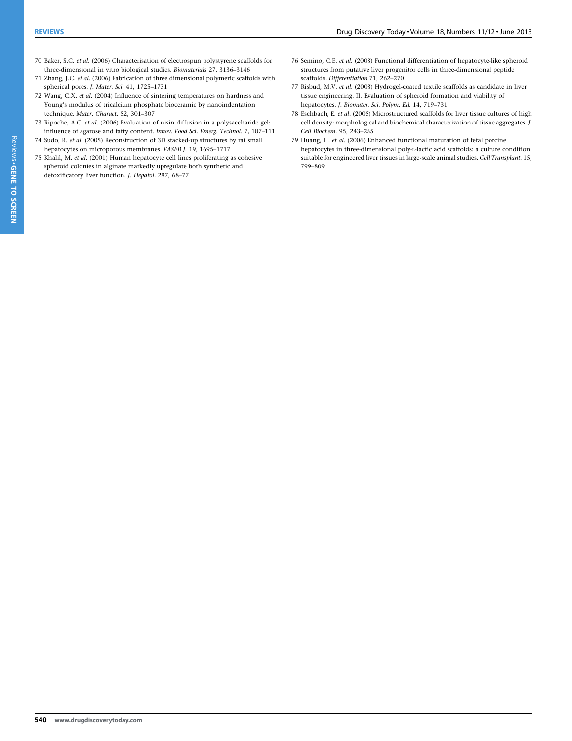70 Baker, S.C. *et al.* (2006) Characterisation of electrospun polystyrene scaffolds for three-dimensional in vitro biological studies. *Biomaterials* 27, 3136–3146

71 Zhang, J.C. *et al.* (2006) Fabrication of three dimensional polymeric scaffolds with spherical pores. *J. Mater. Sci.* 41, 1725–1731

72 Wang, C.X. *et al.* (2004) Influence of sintering temperatures on hardness and Young's modulus of tricalcium phosphate bioceramic by nanoindentation technique. *Mater. Charact.* 52, 301–307

73 Ripoche, A.C. *et al.* (2006) Evaluation of nisin diffusion in a polysaccharide gel: influence of agarose and fatty content. *Innov. Food Sci. Emerg. Technol.* 7, 107–111

74 Sudo, R. *et al.* (2005) Reconstruction of 3D stacked-up structures by rat small hepatocytes on microporous membranes. *FASEB J.* 19, 1695–1717

75 Khalil, M. *et al.* (2001) Human hepatocyte cell lines proliferating as cohesive spheroid colonies in alginate markedly upregulate both synthetic and detoxificatory liver function. *J. Hepatol.* 297, 68–77

76 Semino, C.E. *et al.* (2003) Functional differentiation of hepatocyte-like spheroid structures from putative liver progenitor cells in three-dimensional peptide scaffolds. *Differentiation* 71, 262–270

77 Risbud, M.V. *et al.* (2003) Hydrogel-coated textile scaffolds as candidate in liver tissue engineering. II. Evaluation of spheroid formation and viability of hepatocytes. *J. Biomater. Sci. Polym. Ed.* 14, 719–731

78 Eschbach, E. *et al.* (2005) Microstructured scaffolds for liver tissue cultures of high cell density: morphological and biochemical characterization of tissue aggregates. *J. Cell Biochem.* 95, 243–255

79 Huang, H. *et al.* (2006) Enhanced functional maturation of fetal porcine hepatocytes in three-dimensional poly-L-lactic acid scaffolds: a culture condition suitable for engineered liver tissues in large-scale animal studies. *Cell Transplant.* 15, 799–809